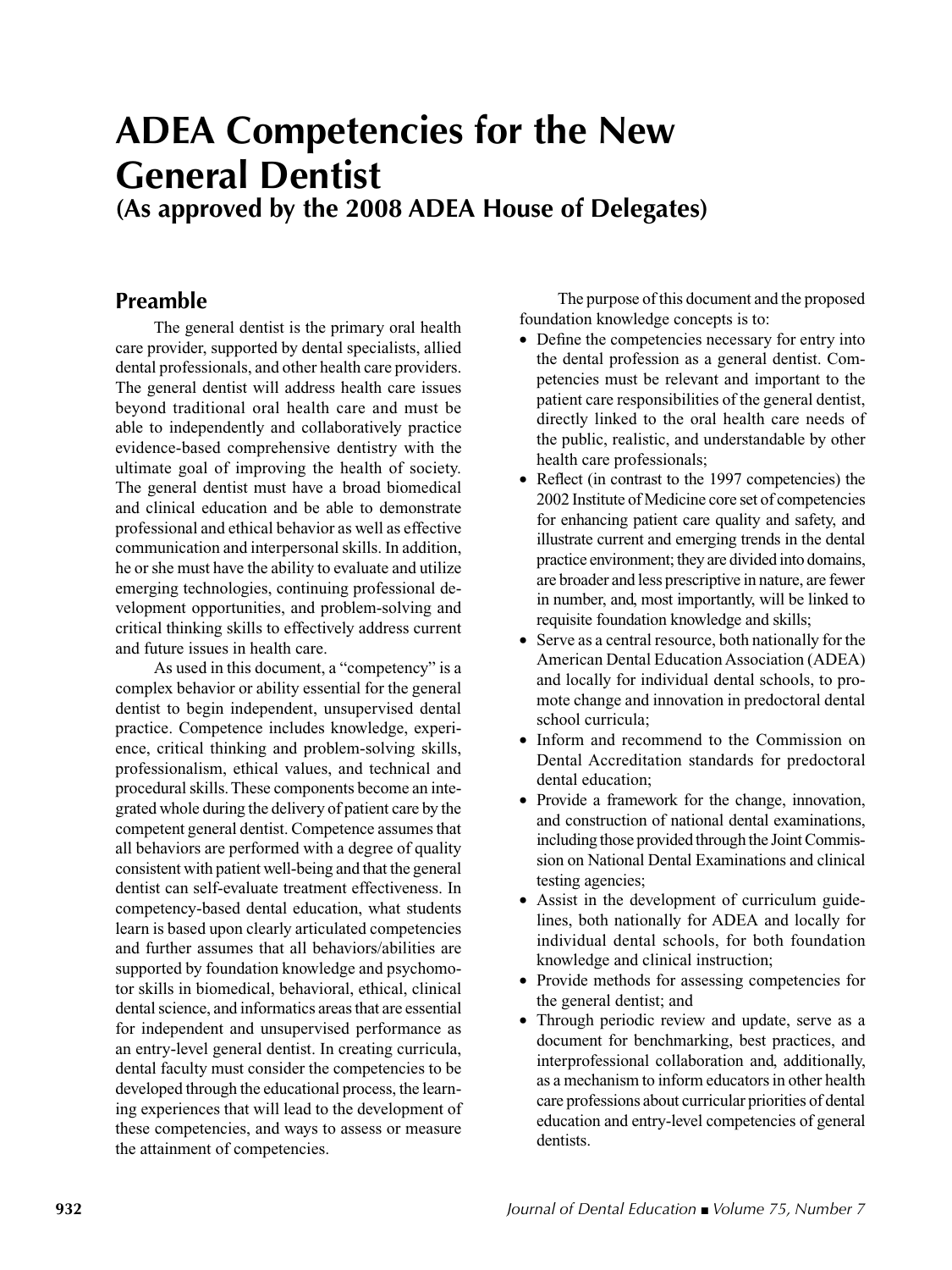# ADEA Competencies for the New General Dentist

## (As approved by the 2008 ADEA House of Delegates)

## Preamble

The general dentist is the primary oral health care provider, supported by dental specialists, allied dental professionals, and other health care providers. The general dentist will address health care issues beyond traditional oral health care and must be able to independently and collaboratively practice evidence-based comprehensive dentistry with the ultimate goal of improving the health of society. The general dentist must have a broad biomedical and clinical education and be able to demonstrate professional and ethical behavior as well as effective communication and interpersonal skills. In addition, he or she must have the ability to evaluate and utilize emerging technologies, continuing professional development opportunities, and problem-solving and critical thinking skills to effectively address current and future issues in health care.

As used in this document, a "competency" is a complex behavior or ability essential for the general dentist to begin independent, unsupervised dental practice. Competence includes knowledge, experience, critical thinking and problem-solving skills, professionalism, ethical values, and technical and procedural skills. These components become an integrated whole during the delivery of patient care by the competent general dentist. Competence assumes that all behaviors are performed with a degree of quality consistent with patient well-being and that the general dentist can self-evaluate treatment effectiveness. In competency-based dental education, what students learn is based upon clearly articulated competencies and further assumes that all behaviors/abilities are supported by foundation knowledge and psychomotor skills in biomedical, behavioral, ethical, clinical dental science, and informatics areas that are essential for independent and unsupervised performance as an entry-level general dentist. In creating curricula, dental faculty must consider the competencies to be developed through the educational process, the learning experiences that will lead to the development of these competencies, and ways to assess or measure the attainment of competencies.

The purpose of this document and the proposed foundation knowledge concepts is to:

- Define the competencies necessary for entry into the dental profession as a general dentist. Competencies must be relevant and important to the patient care responsibilities of the general dentist, directly linked to the oral health care needs of the public, realistic, and understandable by other health care professionals;
- Reflect (in contrast to the 1997 competencies) the 2002 Institute of Medicine core set of competencies for enhancing patient care quality and safety, and illustrate current and emerging trends in the dental practice environment; they are divided into domains, are broader and less prescriptive in nature, are fewer in number, and, most importantly, will be linked to requisite foundation knowledge and skills;
- Serve as a central resource, both nationally for the American Dental Education Association (ADEA) and locally for individual dental schools, to promote change and innovation in predoctoral dental school curricula;
- Inform and recommend to the Commission on Dental Accreditation standards for predoctoral dental education;
- Provide a framework for the change, innovation, and construction of national dental examinations, including those provided through the Joint Commission on National Dental Examinations and clinical testing agencies;
- Assist in the development of curriculum guidelines, both nationally for ADEA and locally for individual dental schools, for both foundation knowledge and clinical instruction;
- Provide methods for assessing competencies for the general dentist; and
- Through periodic review and update, serve as a document for benchmarking, best practices, and interprofessional collaboration and, additionally, as a mechanism to inform educators in other health care professions about curricular priorities of dental education and entry-level competencies of general dentists.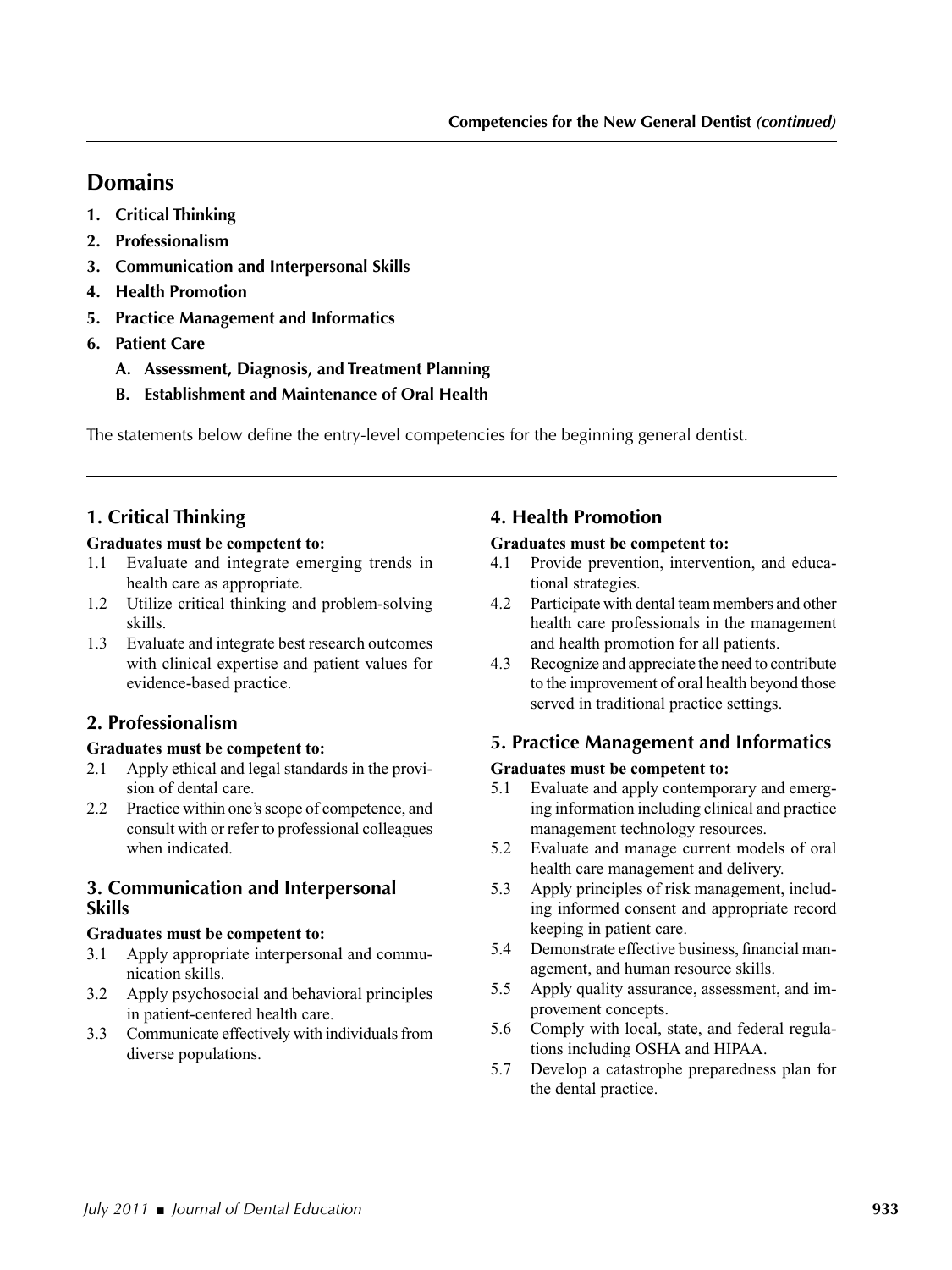## Domains

1. **Critical Thinking**
2. **Professionalism**
3. **Communication and Interpersonal Skills**
4. **Health Promotion**
5. **Practice Management and Informatics**
6. **Patient Care**
   - A. **Assessment, Diagnosis, and Treatment Planning**
   - B. **Establishment and Maintenance of Oral Health**

The statements below define the entry-level competencies for the beginning general dentist.

### 1. Critical Thinking

**Graduates must be competent to:**

1.1 Evaluate and integrate emerging trends in health care as appropriate.

1.2 Utilize critical thinking and problem-solving skills.

1.3 Evaluate and integrate best research outcomes with clinical expertise and patient values for evidence-based practice.

### 2. Professionalism

**Graduates must be competent to:**

2.1 Apply ethical and legal standards in the provision of dental care.

2.2 Practice within one's scope of competence, and consult with or refer to professional colleagues when indicated.

### 3. Communication and Interpersonal Skills

**Graduates must be competent to:**

3.1 Apply appropriate interpersonal and communication skills.

3.2 Apply psychosocial and behavioral principles in patient-centered health care.

3.3 Communicate effectively with individuals from diverse populations.

### 4. Health Promotion

**Graduates must be competent to:**

4.1 Provide prevention, intervention, and educational strategies.

4.2 Participate with dental team members and other health care professionals in the management and health promotion for all patients.

4.3 Recognize and appreciate the need to contribute to the improvement of oral health beyond those served in traditional practice settings.

### 5. Practice Management and Informatics

**Graduates must be competent to:**

5.1 Evaluate and apply contemporary and emerging information including clinical and practice management technology resources.

5.2 Evaluate and manage current models of oral health care management and delivery.

5.3 Apply principles of risk management, including informed consent and appropriate record keeping in patient care.

5.4 Demonstrate effective business, financial management, and human resource skills.

5.5 Apply quality assurance, assessment, and improvement concepts.

5.6 Comply with local, state, and federal regulations including OSHA and HIPAA.

5.7 Develop a catastrophe preparedness plan for the dental practice.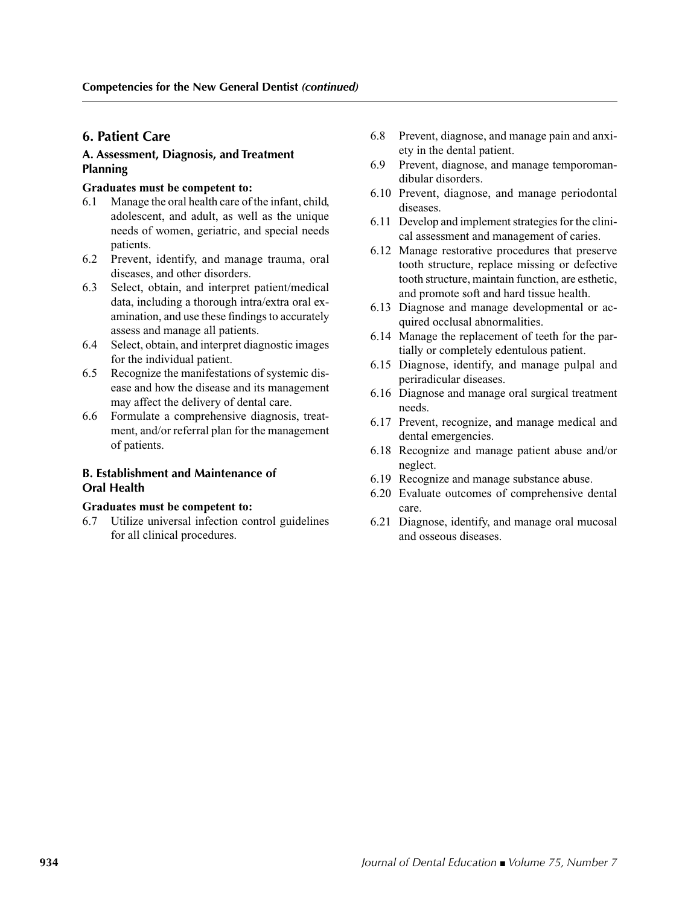## 6. Patient Care

### A. Assessment, Diagnosis, and Treatment Planning

**Graduates must be competent to:**

6.1 Manage the oral health care of the infant, child, adolescent, and adult, as well as the unique needs of women, geriatric, and special needs patients.

6.2 Prevent, identify, and manage trauma, oral diseases, and other disorders.

6.3 Select, obtain, and interpret patient/medical data, including a thorough intra/extra oral examination, and use these findings to accurately assess and manage all patients.

6.4 Select, obtain, and interpret diagnostic images for the individual patient.

6.5 Recognize the manifestations of systemic disease and how the disease and its management may affect the delivery of dental care.

6.6 Formulate a comprehensive diagnosis, treatment, and/or referral plan for the management of patients.

### B. Establishment and Maintenance of Oral Health

**Graduates must be competent to:**

6.7 Utilize universal infection control guidelines for all clinical procedures.

6.8 Prevent, diagnose, and manage pain and anxiety in the dental patient.

6.9 Prevent, diagnose, and manage temporomandibular disorders.

6.10 Prevent, diagnose, and manage periodontal diseases.

6.11 Develop and implement strategies for the clinical assessment and management of caries.

6.12 Manage restorative procedures that preserve tooth structure, replace missing or defective tooth structure, maintain function, are esthetic, and promote soft and hard tissue health.

6.13 Diagnose and manage developmental or acquired occlusal abnormalities.

6.14 Manage the replacement of teeth for the partially or completely edentulous patient.

6.15 Diagnose, identify, and manage pulpal and periradicular diseases.

6.16 Diagnose and manage oral surgical treatment needs.

6.17 Prevent, recognize, and manage medical and dental emergencies.

6.18 Recognize and manage patient abuse and/or neglect.

6.19 Recognize and manage substance abuse.

6.20 Evaluate outcomes of comprehensive dental care.

6.21 Diagnose, identify, and manage oral mucosal and osseous diseases.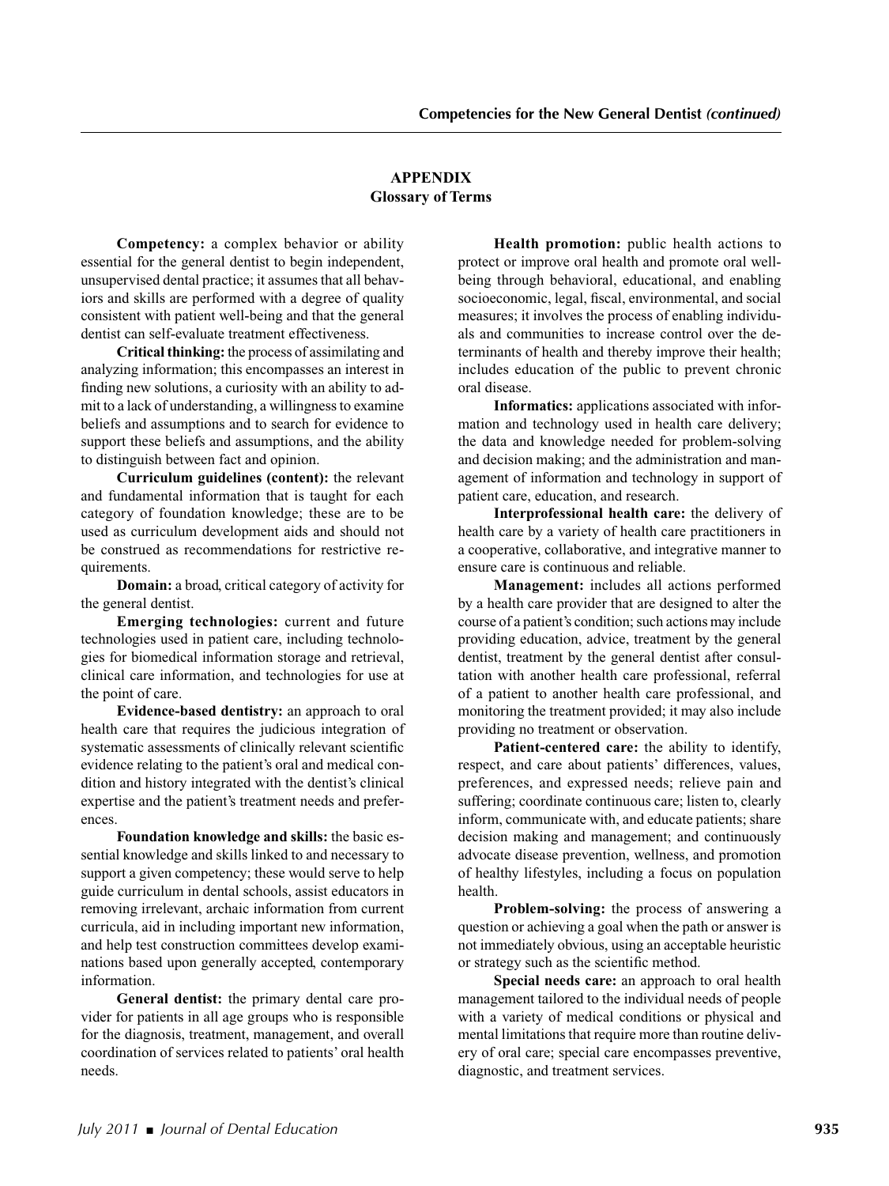## APPENDIX
### Glossary of Terms

**Competency:** a complex behavior or ability essential for the general dentist to begin independent, unsupervised dental practice; it assumes that all behaviors and skills are performed with a degree of quality consistent with patient well-being and that the general dentist can self-evaluate treatment effectiveness.

**Critical thinking:** the process of assimilating and analyzing information; this encompasses an interest in finding new solutions, a curiosity with an ability to admit to a lack of understanding, a willingness to examine beliefs and assumptions and to search for evidence to support these beliefs and assumptions, and the ability to distinguish between fact and opinion.

**Curriculum guidelines (content):** the relevant and fundamental information that is taught for each category of foundation knowledge; these are to be used as curriculum development aids and should not be construed as recommendations for restrictive requirements.

**Domain:** a broad, critical category of activity for the general dentist.

**Emerging technologies:** current and future technologies used in patient care, including technologies for biomedical information storage and retrieval, clinical care information, and technologies for use at the point of care.

**Evidence-based dentistry:** an approach to oral health care that requires the judicious integration of systematic assessments of clinically relevant scientific evidence relating to the patient's oral and medical condition and history integrated with the dentist's clinical expertise and the patient's treatment needs and preferences.

**Foundation knowledge and skills:** the basic essential knowledge and skills linked to and necessary to support a given competency; these would serve to help guide curriculum in dental schools, assist educators in removing irrelevant, archaic information from current curricula, aid in including important new information, and help test construction committees develop examinations based upon generally accepted, contemporary information.

**General dentist:** the primary dental care provider for patients in all age groups who is responsible for the diagnosis, treatment, management, and overall coordination of services related to patients' oral health needs.

**Health promotion:** public health actions to protect or improve oral health and promote oral well-being through behavioral, educational, and enabling socioeconomic, legal, fiscal, environmental, and social measures; it involves the process of enabling individuals and communities to increase control over the determinants of health and thereby improve their health; includes education of the public to prevent chronic oral disease.

**Informatics:** applications associated with information and technology used in health care delivery; the data and knowledge needed for problem-solving and decision making; and the administration and management of information and technology in support of patient care, education, and research.

**Interprofessional health care:** the delivery of health care by a variety of health care practitioners in a cooperative, collaborative, and integrative manner to ensure care is continuous and reliable.

**Management:** includes all actions performed by a health care provider that are designed to alter the course of a patient's condition; such actions may include providing education, advice, treatment by the general dentist, treatment by the general dentist after consultation with another health care professional, referral of a patient to another health care professional, and monitoring the treatment provided; it may also include providing no treatment or observation.

**Patient-centered care:** the ability to identify, respect, and care about patients' differences, values, preferences, and expressed needs; relieve pain and suffering; coordinate continuous care; listen to, clearly inform, communicate with, and educate patients; share decision making and management; and continuously advocate disease prevention, wellness, and promotion of healthy lifestyles, including a focus on population health.

**Problem-solving:** the process of answering a question or achieving a goal when the path or answer is not immediately obvious, using an acceptable heuristic or strategy such as the scientific method.

**Special needs care:** an approach to oral health management tailored to the individual needs of people with a variety of medical conditions or physical and mental limitations that require more than routine delivery of oral care; special care encompasses preventive, diagnostic, and treatment services.